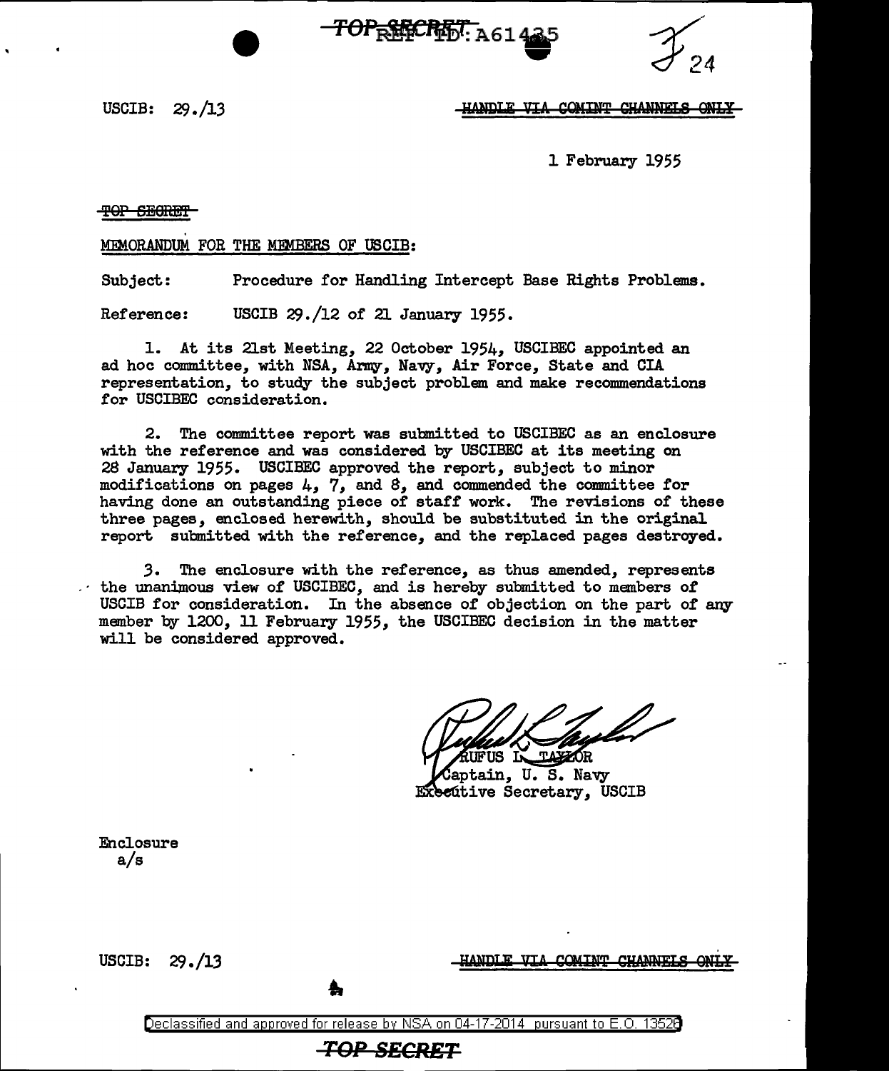USCIB: 29./13

~~HANDLE VIA COMINT CHANNELS ONLY~~

1 February 1955

~~TOP SECRET~~

MEMORANDUM FOR THE MEMBERS OF USCIB:

Subject: Procedure for Handling Intercept Base Rights Problems.

Reference: USCIB 29./12 of 21 January 1955.

1. At its 21st Meeting, 22 October 1954, USCIBEC appointed an ad hoc committee, with NSA, Army, Navy, Air Force, State and CIA representation, to study the subject problem and make recommendations for USCIBEC consideration.

2. The committee report was submitted to USCIBEC as an enclosure with the reference and was considered by USCIBEC at its meeting on 28 January 1955. USCIBEC approved the report, subject to minor modifications on pages 4, 7, and 8, and commended the committee for having done an outstanding piece of staff work. The revisions of these three pages, enclosed herewith, should be substituted in the original report submitted with the reference, and the replaced pages destroyed.

3. The enclosure with the reference, as thus amended, represents the unanimous view of USCIBEC, and is hereby submitted to members of USCIB for consideration. In the absence of objection on the part of any member by 1200, 11 February 1955, the USCIBEC decision in the matter will be considered approved.

RUFUS L. TAYLOR
Captain, U. S. Navy
Executive Secretary, USCIB

Enclosure
a/s

USCIB: 29./13

~~HANDLE VIA COMINT CHANNELS ONLY~~

~~TOP SECRET~~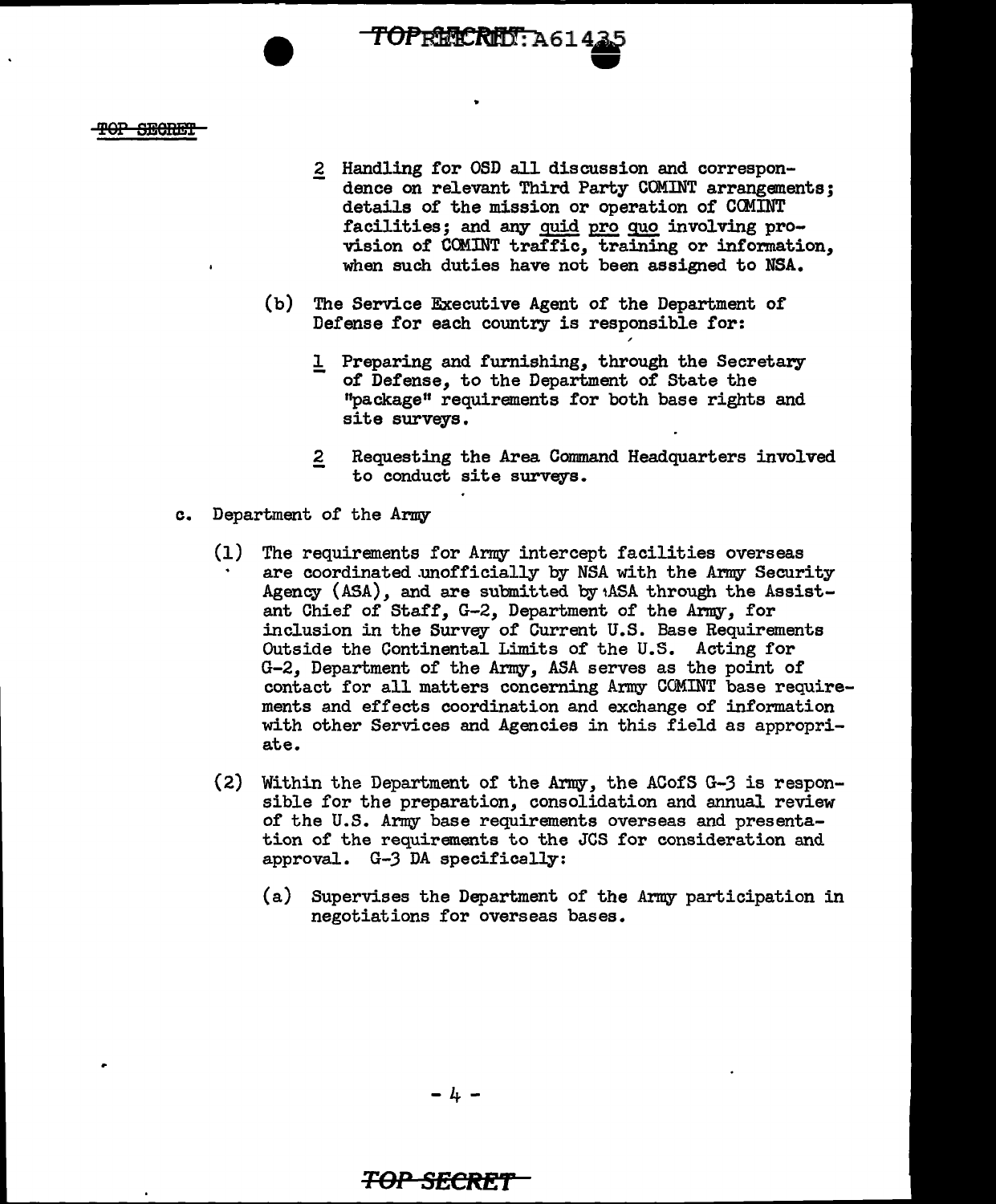2 Handling for OSD all discussion and correspondence on relevant Third Party COMINT arrangements; details of the mission or operation of COMINT facilities; and any quid pro quo involving provision of COMINT traffic, training or information, when such duties have not been assigned to NSA.

(b) The Service Executive Agent of the Department of Defense for each country is responsible for:

1 Preparing and furnishing, through the Secretary of Defense, to the Department of State the "package" requirements for both base rights and site surveys.

2 Requesting the Area Command Headquarters involved to conduct site surveys.

c. Department of the Army

(1) The requirements for Army intercept facilities overseas are coordinated unofficially by NSA with the Army Security Agency (ASA), and are submitted by ASA through the Assistant Chief of Staff, G-2, Department of the Army, for inclusion in the Survey of Current U.S. Base Requirements Outside the Continental Limits of the U.S. Acting for G-2, Department of the Army, ASA serves as the point of contact for all matters concerning Army COMINT base requirements and effects coordination and exchange of information with other Services and Agencies in this field as appropriate.

(2) Within the Department of the Army, the ACofS G-3 is responsible for the preparation, consolidation and annual review of the U.S. Army base requirements overseas and presentation of the requirements to the JCS for consideration and approval. G-3 DA specifically:

(a) Supervises the Department of the Army participation in negotiations for overseas bases.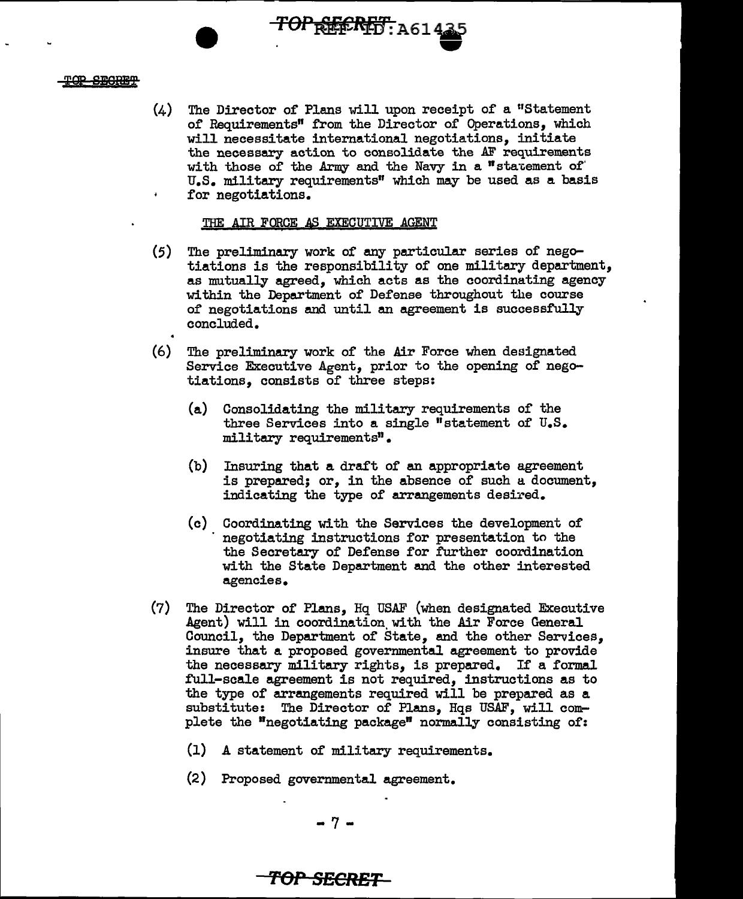(4) The Director of Plans will upon receipt of a "Statement of Requirements" from the Director of Operations, which will necessitate international negotiations, initiate the necessary action to consolidate the AF requirements with those of the Army and the Navy in a "statement of U.S. military requirements" which may be used as a basis for negotiations.

THE AIR FORCE AS EXECUTIVE AGENT

(5) The preliminary work of any particular series of negotiations is the responsibility of one military department, as mutually agreed, which acts as the coordinating agency within the Department of Defense throughout the course of negotiations and until an agreement is successfully concluded.

(6) The preliminary work of the Air Force when designated Service Executive Agent, prior to the opening of negotiations, consists of three steps:

   (a) Consolidating the military requirements of the three Services into a single "statement of U.S. military requirements".

   (b) Insuring that a draft of an appropriate agreement is prepared; or, in the absence of such a document, indicating the type of arrangements desired.

   (c) Coordinating with the Services the development of negotiating instructions for presentation to the the Secretary of Defense for further coordination with the State Department and the other interested agencies.

(7) The Director of Plans, Hq USAF (when designated Executive Agent) will in coordination with the Air Force General Council, the Department of State, and the other Services, insure that a proposed governmental agreement to provide the necessary military rights, is prepared. If a formal full-scale agreement is not required, instructions as to the type of arrangements required will be prepared as a substitute: The Director of Plans, Hqs USAF, will complete the "negotiating package" normally consisting of:

   (1) A statement of military requirements.

   (2) Proposed governmental agreement.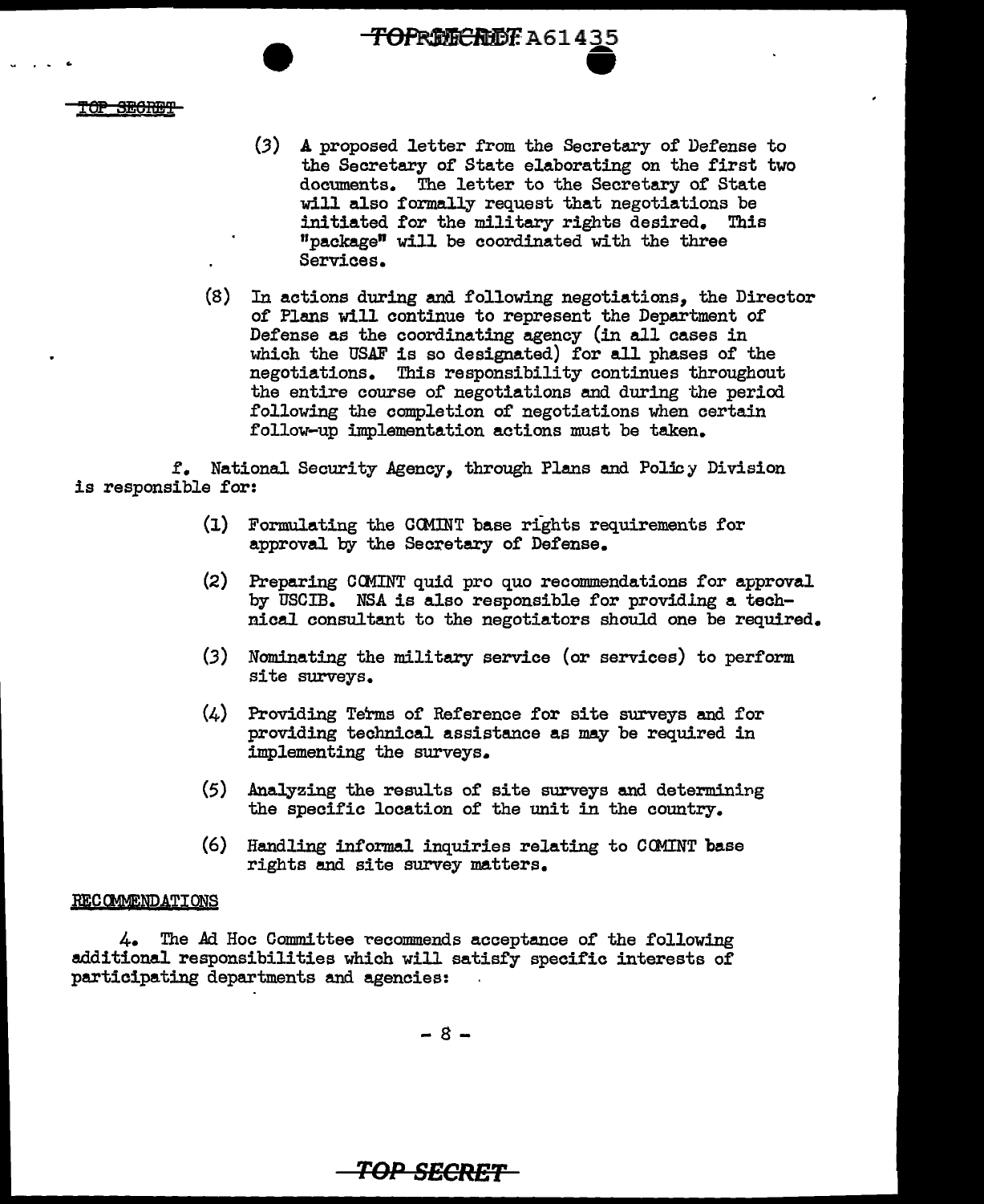(3) A proposed letter from the Secretary of Defense to the Secretary of State elaborating on the first two documents. The letter to the Secretary of State will also formally request that negotiations be initiated for the military rights desired. This "package" will be coordinated with the three Services.

(8) In actions during and following negotiations, the Director of Plans will continue to represent the Department of Defense as the coordinating agency (in all cases in which the USAF is so designated) for all phases of the negotiations. This responsibility continues throughout the entire course of negotiations and during the period following the completion of negotiations when certain follow-up implementation actions must be taken.

f. National Security Agency, through Plans and Policy Division is responsible for:

(1) Formulating the COMINT base rights requirements for approval by the Secretary of Defense.

(2) Preparing COMINT quid pro quo recommendations for approval by USCIB. NSA is also responsible for providing a technical consultant to the negotiators should one be required.

(3) Nominating the military service (or services) to perform site surveys.

(4) Providing Terms of Reference for site surveys and for providing technical assistance as may be required in implementing the surveys.

(5) Analyzing the results of site surveys and determining the specific location of the unit in the country.

(6) Handling informal inquiries relating to COMINT base rights and site survey matters.

RECOMMENDATIONS

4. The Ad Hoc Committee recommends acceptance of the following additional responsibilities which will satisfy specific interests of participating departments and agencies: